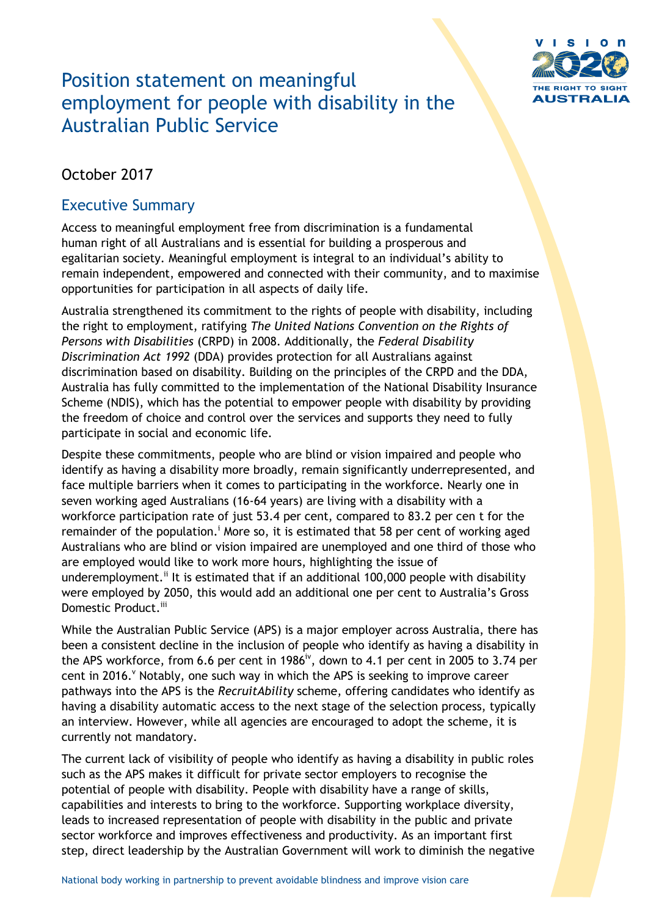# Position statement on meaningful employment for people with disability in the Australian Public Service

October 2017

## Executive Summary

Access to meaningful employment free from discrimination is a fundamental human right of all Australians and is essential for building a prosperous and egalitarian society. Meaningful employment is integral to an individual's ability to remain independent, empowered and connected with their community, and to maximise opportunities for participation in all aspects of daily life.

Australia strengthened its commitment to the rights of people with disability, including the right to employment, ratifying *The United Nations Convention on the Rights of Persons with Disabilities* (CRPD) in 2008. Additionally, the *Federal Disability Discrimination Act 1992* (DDA) provides protection for all Australians against discrimination based on disability. Building on the principles of the CRPD and the DDA, Australia has fully committed to the implementation of the National Disability Insurance Scheme (NDIS), which has the potential to empower people with disability by providing the freedom of choice and control over the services and supports they need to fully participate in social and economic life.

Despite these commitments, people who are blind or vision impaired and people who identify as having a disability more broadly, remain significantly underrepresented, and face multiple barriers when it comes to participating in the workforce. Nearly one in seven working aged Australians (16-64 years) are living with a disability with a workforce participation rate of just 53.4 per cent, compared to 83.2 per cen t for the remainder of the population.[i] More so, it is estimated that 58 per cent of working aged Australians who are blind or vision impaired are unemployed and one third of those who are employed would like to work more hours, highlighting the issue of underemployment.[ii] It is estimated that if an additional 100,000 people with disability were employed by 2050, this would add an additional one per cent to Australia's Gross Domestic Product.[iii]

While the Australian Public Service (APS) is a major employer across Australia, there has been a consistent decline in the inclusion of people who identify as having a disability in the APS workforce, from 6.6 per cent in 1986[iv], down to 4.1 per cent in 2005 to 3.74 per cent in 2016.[v] Notably, one such way in which the APS is seeking to improve career pathways into the APS is the *RecruitAbility* scheme, offering candidates who identify as having a disability automatic access to the next stage of the selection process, typically an interview. However, while all agencies are encouraged to adopt the scheme, it is currently not mandatory.

The current lack of visibility of people who identify as having a disability in public roles such as the APS makes it difficult for private sector employers to recognise the potential of people with disability. People with disability have a range of skills, capabilities and interests to bring to the workforce. Supporting workplace diversity, leads to increased representation of people with disability in the public and private sector workforce and improves effectiveness and productivity. As an important first step, direct leadership by the Australian Government will work to diminish the negative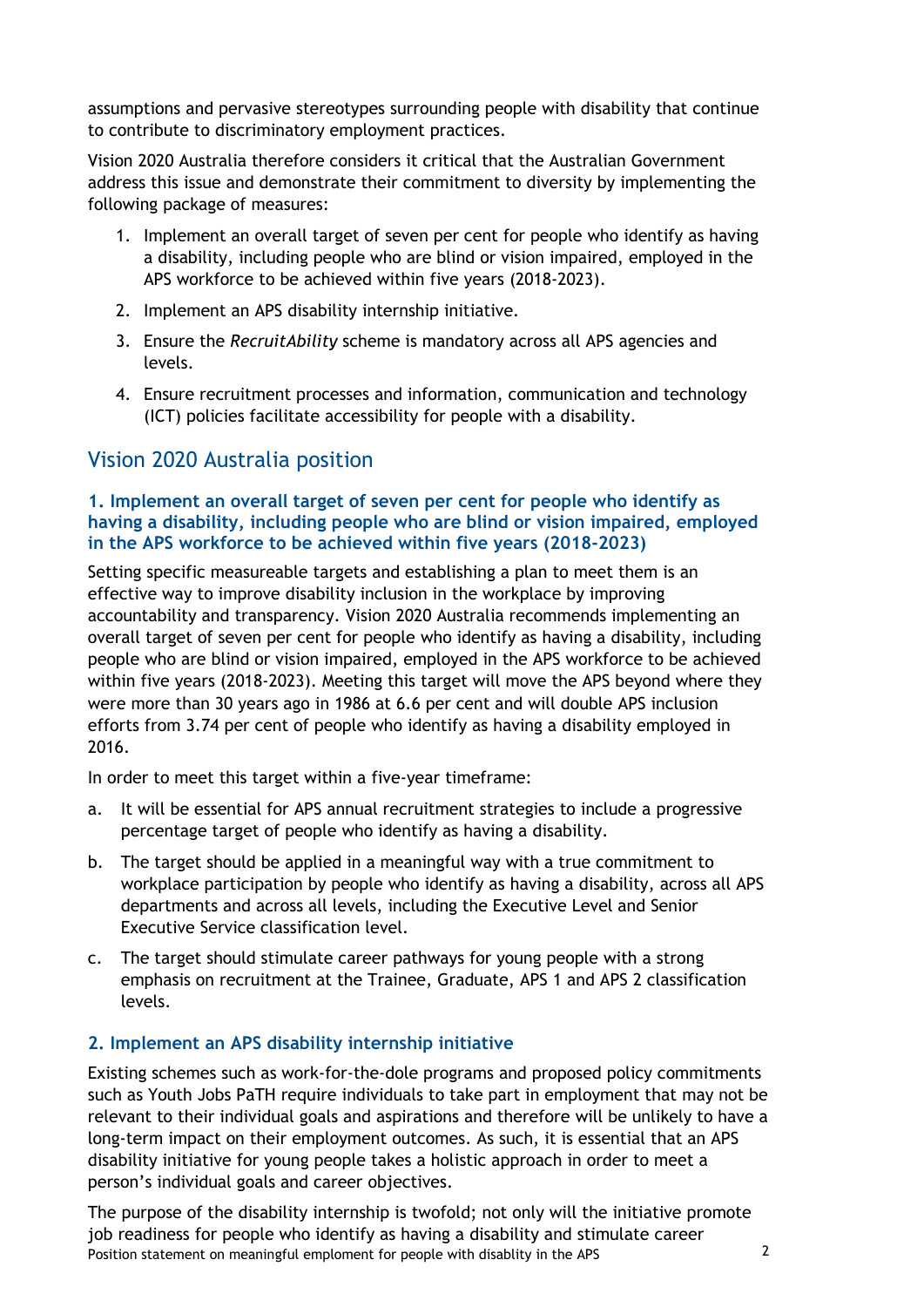assumptions and pervasive stereotypes surrounding people with disability that continue to contribute to discriminatory employment practices.

Vision 2020 Australia therefore considers it critical that the Australian Government address this issue and demonstrate their commitment to diversity by implementing the following package of measures:

1. Implement an overall target of seven per cent for people who identify as having a disability, including people who are blind or vision impaired, employed in the APS workforce to be achieved within five years (2018-2023).
2. Implement an APS disability internship initiative.
3. Ensure the *RecruitAbility* scheme is mandatory across all APS agencies and levels.
4. Ensure recruitment processes and information, communication and technology (ICT) policies facilitate accessibility for people with a disability.

## Vision 2020 Australia position

### 1. Implement an overall target of seven per cent for people who identify as having a disability, including people who are blind or vision impaired, employed in the APS workforce to be achieved within five years (2018-2023)

Setting specific measureable targets and establishing a plan to meet them is an effective way to improve disability inclusion in the workplace by improving accountability and transparency. Vision 2020 Australia recommends implementing an overall target of seven per cent for people who identify as having a disability, including people who are blind or vision impaired, employed in the APS workforce to be achieved within five years (2018-2023). Meeting this target will move the APS beyond where they were more than 30 years ago in 1986 at 6.6 per cent and will double APS inclusion efforts from 3.74 per cent of people who identify as having a disability employed in 2016.

In order to meet this target within a five-year timeframe:

a. It will be essential for APS annual recruitment strategies to include a progressive percentage target of people who identify as having a disability.

b. The target should be applied in a meaningful way with a true commitment to workplace participation by people who identify as having a disability, across all APS departments and across all levels, including the Executive Level and Senior Executive Service classification level.

c. The target should stimulate career pathways for young people with a strong emphasis on recruitment at the Trainee, Graduate, APS 1 and APS 2 classification levels.

### 2. Implement an APS disability internship initiative

Existing schemes such as work-for-the-dole programs and proposed policy commitments such as Youth Jobs PaTH require individuals to take part in employment that may not be relevant to their individual goals and aspirations and therefore will be unlikely to have a long-term impact on their employment outcomes. As such, it is essential that an APS disability initiative for young people takes a holistic approach in order to meet a person's individual goals and career objectives.

The purpose of the disability internship is twofold; not only will the initiative promote job readiness for people who identify as having a disability and stimulate career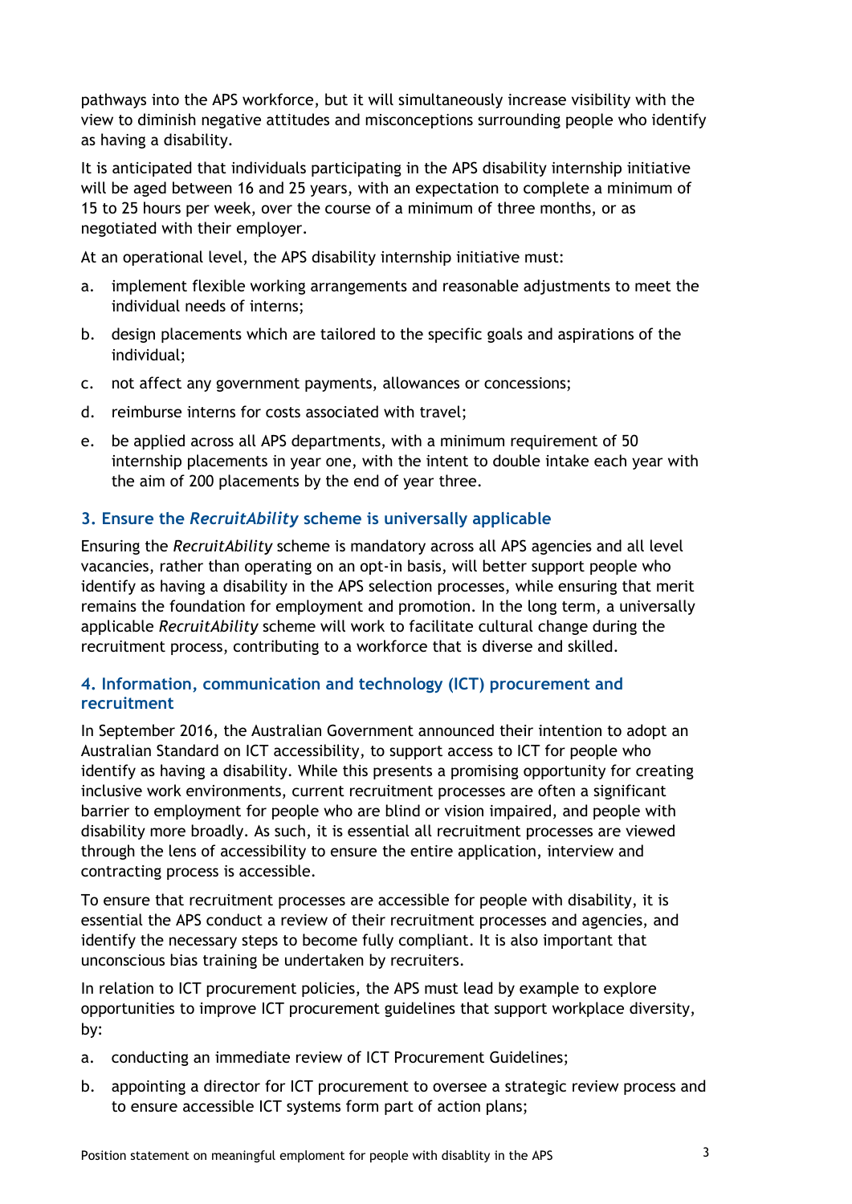pathways into the APS workforce, but it will simultaneously increase visibility with the view to diminish negative attitudes and misconceptions surrounding people who identify as having a disability.

It is anticipated that individuals participating in the APS disability internship initiative will be aged between 16 and 25 years, with an expectation to complete a minimum of 15 to 25 hours per week, over the course of a minimum of three months, or as negotiated with their employer.

At an operational level, the APS disability internship initiative must:

a. implement flexible working arrangements and reasonable adjustments to meet the individual needs of interns;

b. design placements which are tailored to the specific goals and aspirations of the individual;

c. not affect any government payments, allowances or concessions;

d. reimburse interns for costs associated with travel;

e. be applied across all APS departments, with a minimum requirement of 50 internship placements in year one, with the intent to double intake each year with the aim of 200 placements by the end of year three.

### 3. Ensure the *RecruitAbility* scheme is universally applicable

Ensuring the *RecruitAbility* scheme is mandatory across all APS agencies and all level vacancies, rather than operating on an opt-in basis, will better support people who identify as having a disability in the APS selection processes, while ensuring that merit remains the foundation for employment and promotion. In the long term, a universally applicable *RecruitAbility* scheme will work to facilitate cultural change during the recruitment process, contributing to a workforce that is diverse and skilled.

### 4. Information, communication and technology (ICT) procurement and recruitment

In September 2016, the Australian Government announced their intention to adopt an Australian Standard on ICT accessibility, to support access to ICT for people who identify as having a disability. While this presents a promising opportunity for creating inclusive work environments, current recruitment processes are often a significant barrier to employment for people who are blind or vision impaired, and people with disability more broadly. As such, it is essential all recruitment processes are viewed through the lens of accessibility to ensure the entire application, interview and contracting process is accessible.

To ensure that recruitment processes are accessible for people with disability, it is essential the APS conduct a review of their recruitment processes and agencies, and identify the necessary steps to become fully compliant. It is also important that unconscious bias training be undertaken by recruiters.

In relation to ICT procurement policies, the APS must lead by example to explore opportunities to improve ICT procurement guidelines that support workplace diversity, by:

a. conducting an immediate review of ICT Procurement Guidelines;

b. appointing a director for ICT procurement to oversee a strategic review process and to ensure accessible ICT systems form part of action plans;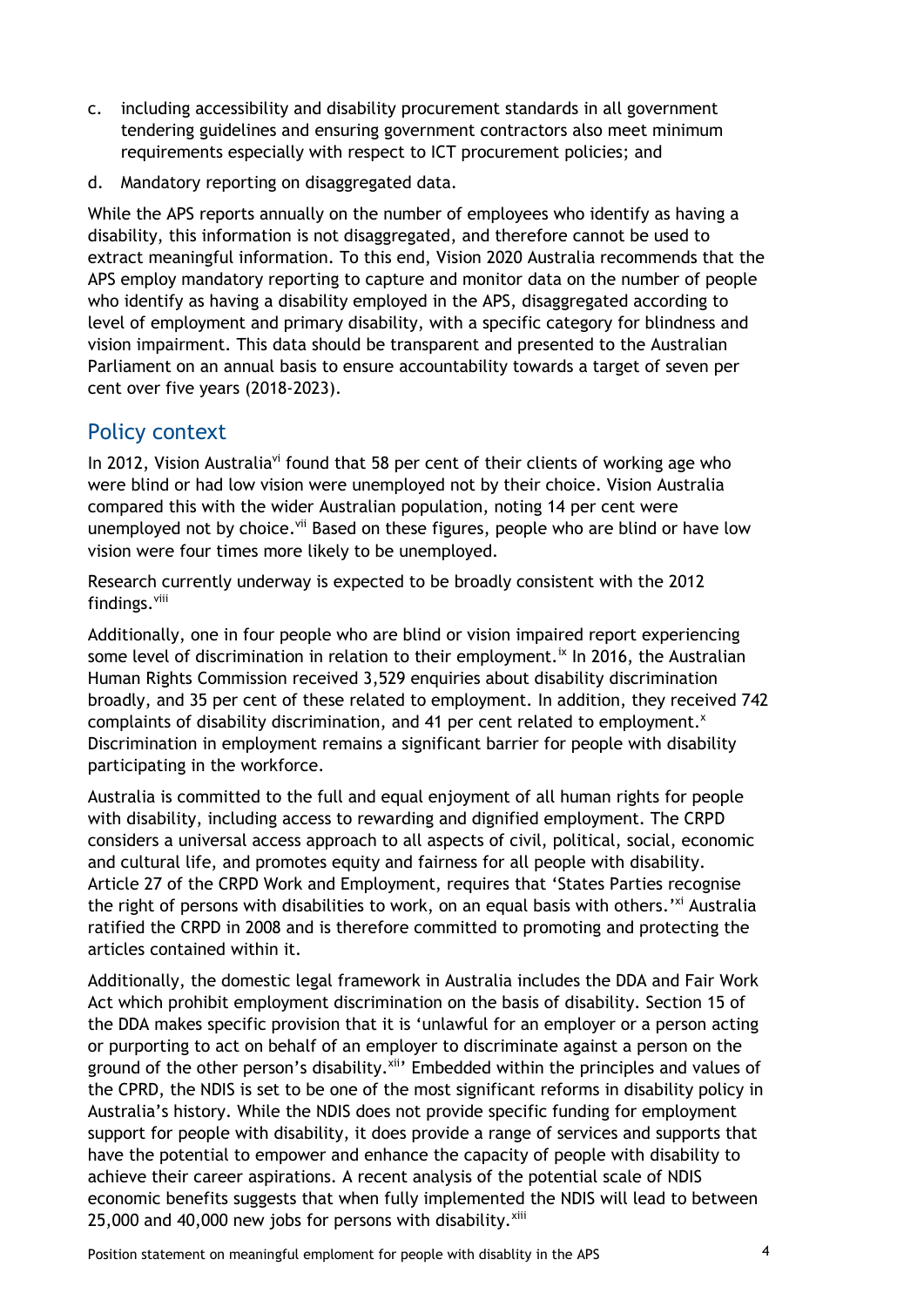c. including accessibility and disability procurement standards in all government tendering guidelines and ensuring government contractors also meet minimum requirements especially with respect to ICT procurement policies; and

d. Mandatory reporting on disaggregated data.

While the APS reports annually on the number of employees who identify as having a disability, this information is not disaggregated, and therefore cannot be used to extract meaningful information. To this end, Vision 2020 Australia recommends that the APS employ mandatory reporting to capture and monitor data on the number of people who identify as having a disability employed in the APS, disaggregated according to level of employment and primary disability, with a specific category for blindness and vision impairment. This data should be transparent and presented to the Australian Parliament on an annual basis to ensure accountability towards a target of seven per cent over five years (2018-2023).

## Policy context

In 2012, Vision Australia[vi] found that 58 per cent of their clients of working age who were blind or had low vision were unemployed not by their choice. Vision Australia compared this with the wider Australian population, noting 14 per cent were unemployed not by choice.[vii] Based on these figures, people who are blind or have low vision were four times more likely to be unemployed.

Research currently underway is expected to be broadly consistent with the 2012 findings.[viii]

Additionally, one in four people who are blind or vision impaired report experiencing some level of discrimination in relation to their employment.[ix] In 2016, the Australian Human Rights Commission received 3,529 enquiries about disability discrimination broadly, and 35 per cent of these related to employment. In addition, they received 742 complaints of disability discrimination, and 41 per cent related to employment.[x] Discrimination in employment remains a significant barrier for people with disability participating in the workforce.

Australia is committed to the full and equal enjoyment of all human rights for people with disability, including access to rewarding and dignified employment. The CRPD considers a universal access approach to all aspects of civil, political, social, economic and cultural life, and promotes equity and fairness for all people with disability. Article 27 of the CRPD Work and Employment, requires that 'States Parties recognise the right of persons with disabilities to work, on an equal basis with others.'[xi] Australia ratified the CRPD in 2008 and is therefore committed to promoting and protecting the articles contained within it.

Additionally, the domestic legal framework in Australia includes the DDA and Fair Work Act which prohibit employment discrimination on the basis of disability. Section 15 of the DDA makes specific provision that it is 'unlawful for an employer or a person acting or purporting to act on behalf of an employer to discriminate against a person on the ground of the other person's disability.[xii]' Embedded within the principles and values of the CPRD, the NDIS is set to be one of the most significant reforms in disability policy in Australia's history. While the NDIS does not provide specific funding for employment support for people with disability, it does provide a range of services and supports that have the potential to empower and enhance the capacity of people with disability to achieve their career aspirations. A recent analysis of the potential scale of NDIS economic benefits suggests that when fully implemented the NDIS will lead to between 25,000 and 40,000 new jobs for persons with disability.[xiii]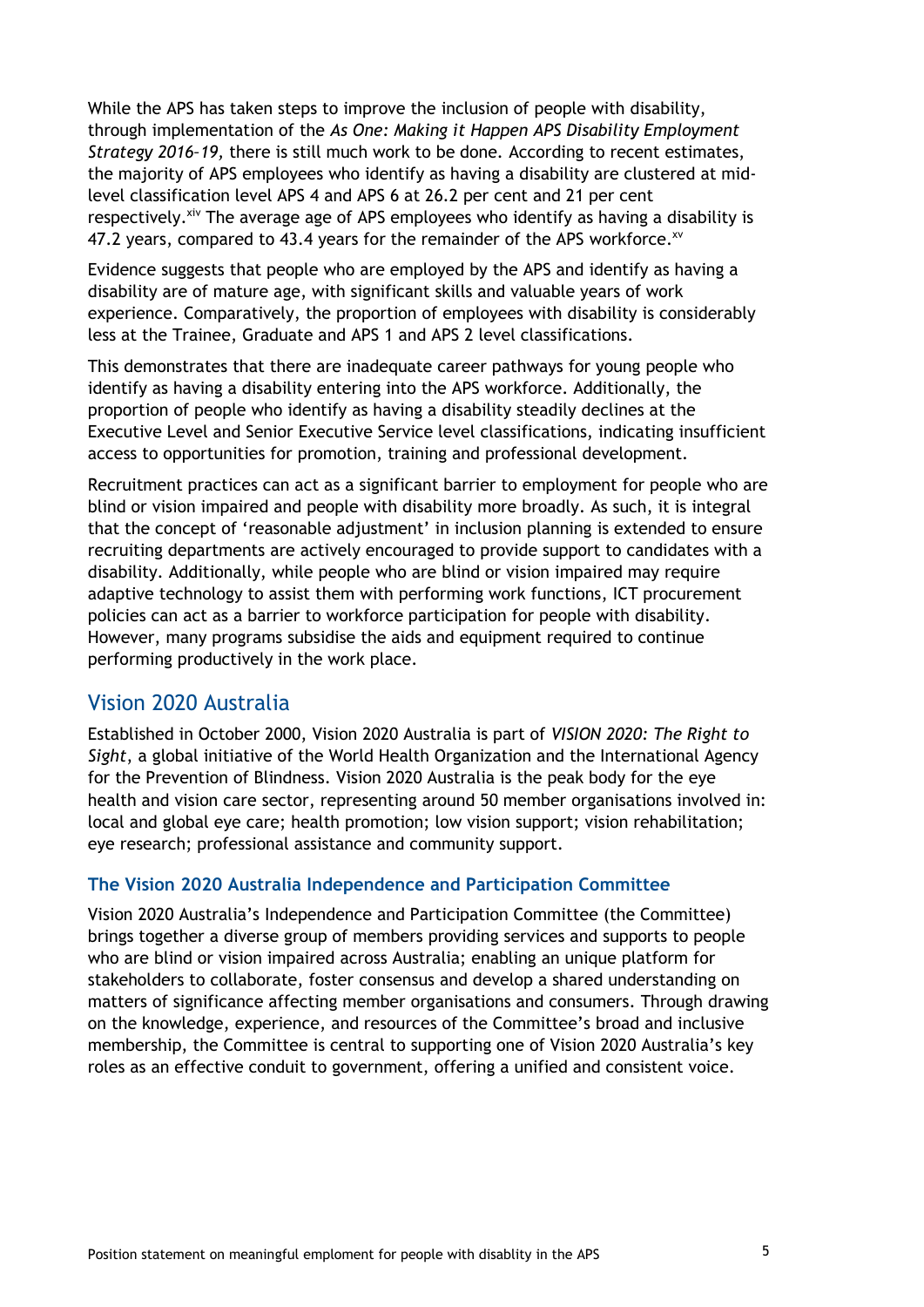While the APS has taken steps to improve the inclusion of people with disability, through implementation of the *As One: Making it Happen APS Disability Employment Strategy 2016–19,* there is still much work to be done. According to recent estimates, the majority of APS employees who identify as having a disability are clustered at mid-level classification level APS 4 and APS 6 at 26.2 per cent and 21 per cent respectively.[xiv] The average age of APS employees who identify as having a disability is 47.2 years, compared to 43.4 years for the remainder of the APS workforce.[xv]

Evidence suggests that people who are employed by the APS and identify as having a disability are of mature age, with significant skills and valuable years of work experience. Comparatively, the proportion of employees with disability is considerably less at the Trainee, Graduate and APS 1 and APS 2 level classifications.

This demonstrates that there are inadequate career pathways for young people who identify as having a disability entering into the APS workforce. Additionally, the proportion of people who identify as having a disability steadily declines at the Executive Level and Senior Executive Service level classifications, indicating insufficient access to opportunities for promotion, training and professional development.

Recruitment practices can act as a significant barrier to employment for people who are blind or vision impaired and people with disability more broadly. As such, it is integral that the concept of 'reasonable adjustment' in inclusion planning is extended to ensure recruiting departments are actively encouraged to provide support to candidates with a disability. Additionally, while people who are blind or vision impaired may require adaptive technology to assist them with performing work functions, ICT procurement policies can act as a barrier to workforce participation for people with disability. However, many programs subsidise the aids and equipment required to continue performing productively in the work place.

## Vision 2020 Australia

Established in October 2000, Vision 2020 Australia is part of *VISION 2020: The Right to Sight*, a global initiative of the World Health Organization and the International Agency for the Prevention of Blindness. Vision 2020 Australia is the peak body for the eye health and vision care sector, representing around 50 member organisations involved in: local and global eye care; health promotion; low vision support; vision rehabilitation; eye research; professional assistance and community support.

### The Vision 2020 Australia Independence and Participation Committee

Vision 2020 Australia's Independence and Participation Committee (the Committee) brings together a diverse group of members providing services and supports to people who are blind or vision impaired across Australia; enabling an unique platform for stakeholders to collaborate, foster consensus and develop a shared understanding on matters of significance affecting member organisations and consumers. Through drawing on the knowledge, experience, and resources of the Committee's broad and inclusive membership, the Committee is central to supporting one of Vision 2020 Australia's key roles as an effective conduit to government, offering a unified and consistent voice.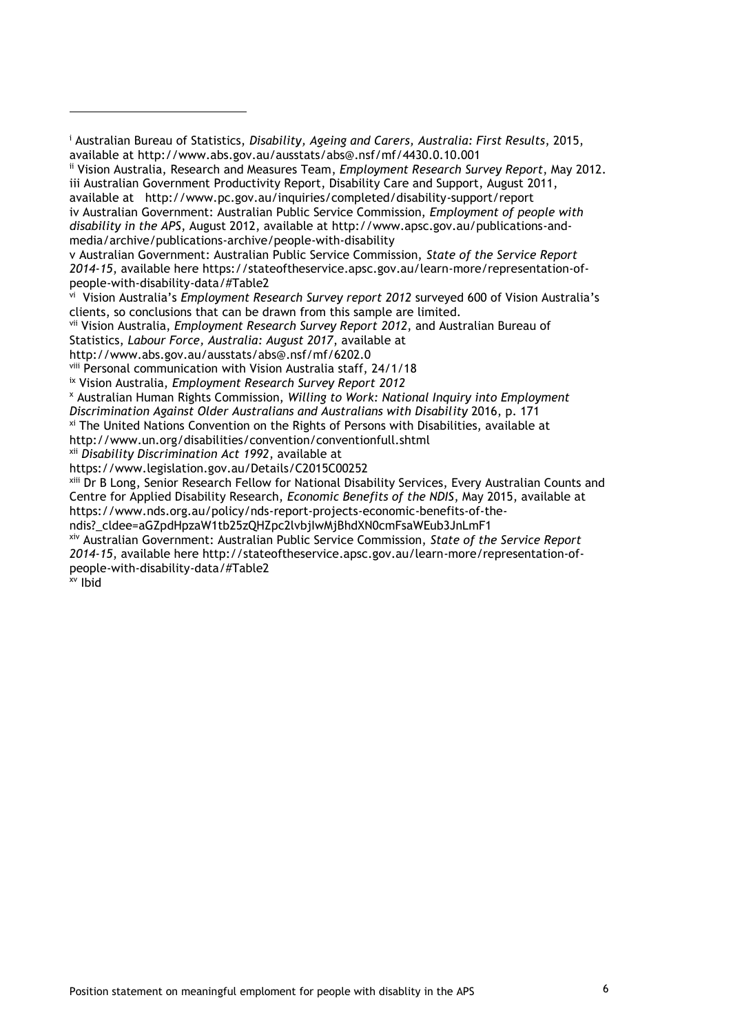[i] Australian Bureau of Statistics, *Disability, Ageing and Carers, Australia: First Results*, 2015, available at http://www.abs.gov.au/ausstats/abs@.nsf/mf/4430.0.10.001

[ii] Vision Australia, Research and Measures Team, *Employment Research Survey Report*, May 2012.

iii Australian Government Productivity Report, Disability Care and Support, August 2011, available at http://www.pc.gov.au/inquiries/completed/disability-support/report

iv Australian Government: Australian Public Service Commission, *Employment of people with disability in the APS*, August 2012, available at http://www.apsc.gov.au/publications-and-media/archive/publications-archive/people-with-disability

v Australian Government: Australian Public Service Commission, *State of the Service Report 2014-15*, available here https://stateoftheservice.apsc.gov.au/learn-more/representation-of-people-with-disability-data/#Table2

[vi] Vision Australia's *Employment Research Survey report 2012* surveyed 600 of Vision Australia's clients, so conclusions that can be drawn from this sample are limited.

[vii] Vision Australia, *Employment Research Survey Report 2012*, and Australian Bureau of Statistics, *Labour Force, Australia: August 2017*, available at http://www.abs.gov.au/ausstats/abs@.nsf/mf/6202.0

[viii] Personal communication with Vision Australia staff, 24/1/18

[ix] Vision Australia, *Employment Research Survey Report 2012*

[x] Australian Human Rights Commission, *Willing to Work: National Inquiry into Employment Discrimination Against Older Australians and Australians with Disability* 2016, p. 171

[xi] The United Nations Convention on the Rights of Persons with Disabilities, available at http://www.un.org/disabilities/convention/conventionfull.shtml

[xii] *Disability Discrimination Act 1992*, available at https://www.legislation.gov.au/Details/C2015C00252

[xiii] Dr B Long, Senior Research Fellow for National Disability Services, Every Australian Counts and Centre for Applied Disability Research, *Economic Benefits of the NDIS*, May 2015, available at https://www.nds.org.au/policy/nds-report-projects-economic-benefits-of-the-ndis?_cldee=aGZpdHpzaW1tb25zQHZpc2lvbjIwMjBhdXN0cmFsaWEub3JnLmF1

[xiv] Australian Government: Australian Public Service Commission, *State of the Service Report 2014-15*, available here http://stateoftheservice.apsc.gov.au/learn-more/representation-of-people-with-disability-data/#Table2

[xv] Ibid